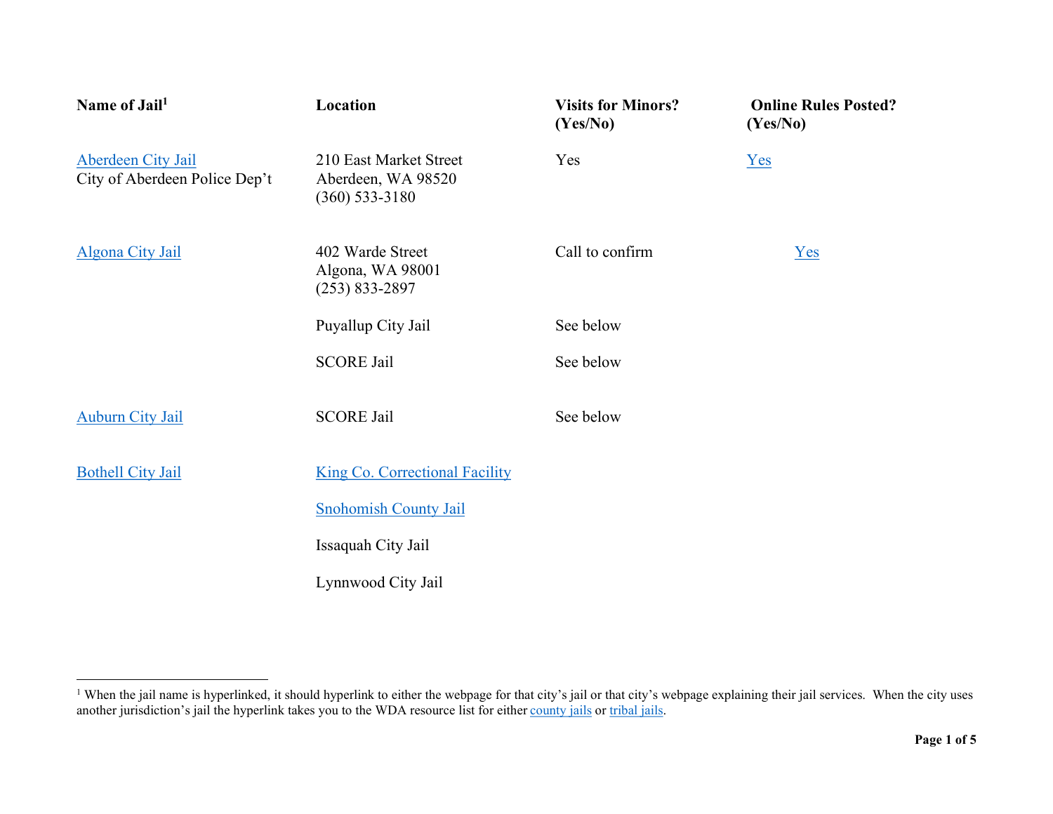| Name of Jail[1] | Location | Visits for Minors? (Yes/No) | Online Rules Posted? (Yes/No) |
|---|---|---|---|
| Aberdeen City Jail<br>City of Aberdeen Police Dep't | 210 East Market Street<br>Aberdeen, WA 98520<br>(360) 533-3180 | Yes | Yes |
| Algona City Jail | 402 Warde Street<br>Algona, WA 98001<br>(253) 833-2897 | Call to confirm | Yes |
| | Puyallup City Jail | See below | |
| | SCORE Jail | See below | |
| Auburn City Jail | SCORE Jail | See below | |
| Bothell City Jail | King Co. Correctional Facility | | |
| | Snohomish County Jail | | |
| | Issaquah City Jail | | |
| | Lynnwood City Jail | | |

[1] When the jail name is hyperlinked, it should hyperlink to either the webpage for that city's jail or that city's webpage explaining their jail services. When the city uses another jurisdiction's jail the hyperlink takes you to the WDA resource list for either county jails or tribal jails.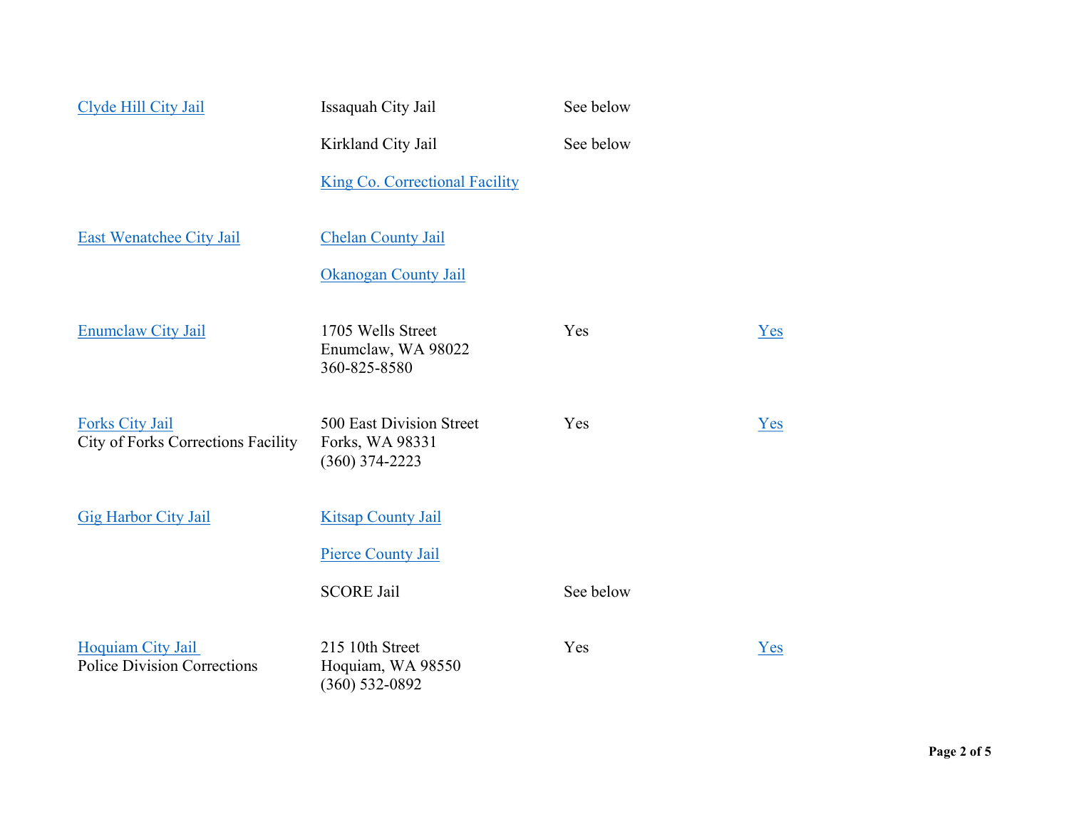| | | | |
|---|---|---|---|
| Clyde Hill City Jail | Issaquah City Jail | See below | |
| | Kirkland City Jail | See below | |
| | King Co. Correctional Facility | | |
| East Wenatchee City Jail | Chelan County Jail | | |
| | Okanogan County Jail | | |
| Enumclaw City Jail | 1705 Wells Street<br>Enumclaw, WA 98022<br>360-825-8580 | Yes | Yes |
| Forks City Jail<br>City of Forks Corrections Facility | 500 East Division Street<br>Forks, WA 98331<br>(360) 374-2223 | Yes | Yes |
| Gig Harbor City Jail | Kitsap County Jail | | |
| | Pierce County Jail | | |
| | SCORE Jail | See below | |
| Hoquiam City Jail<br>Police Division Corrections | 215 10th Street<br>Hoquiam, WA 98550<br>(360) 532-0892 | Yes | Yes |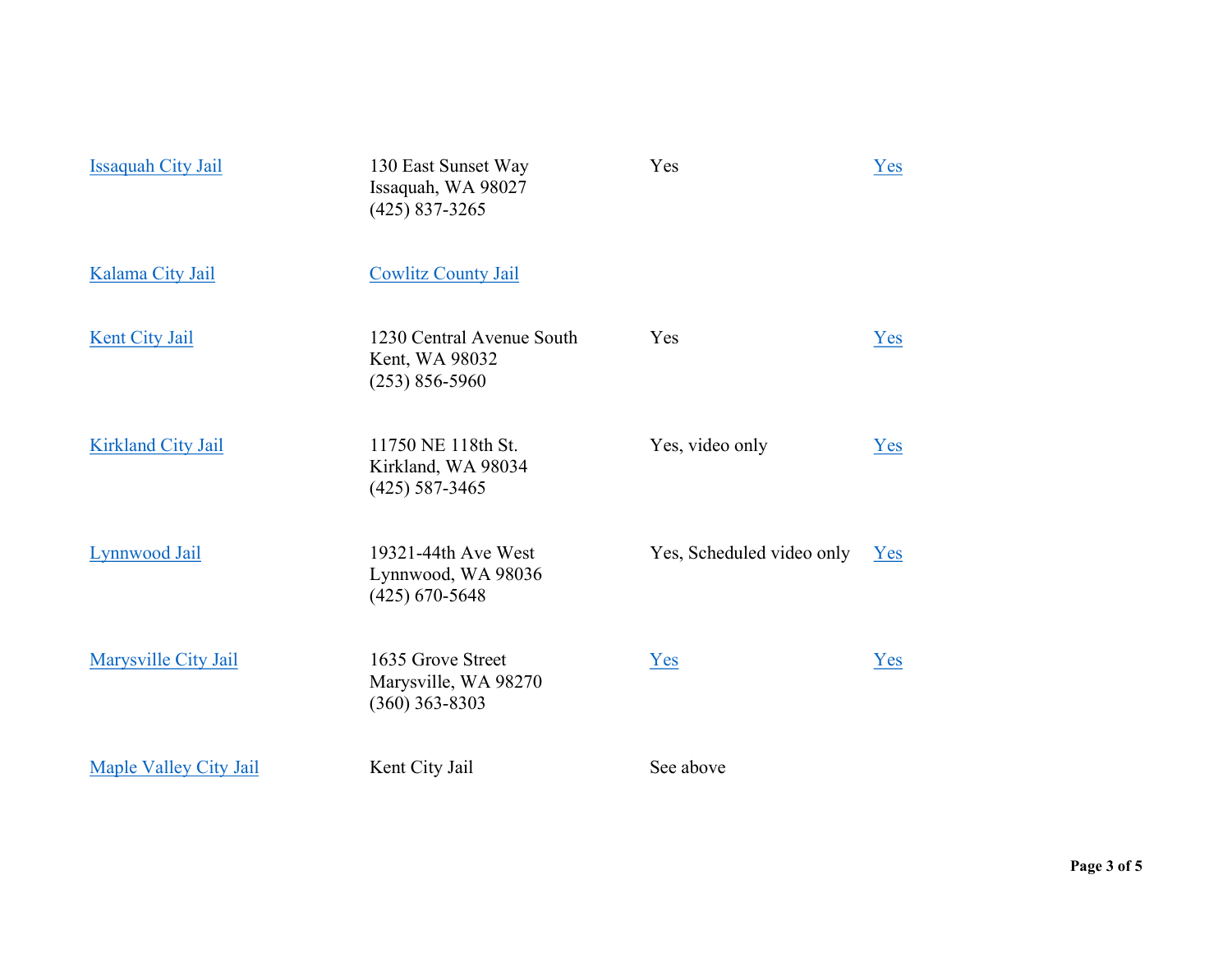| | | | |
|---|---|---|---|
| Issaquah City Jail | 130 East Sunset Way<br>Issaquah, WA 98027<br>(425) 837-3265 | Yes | Yes |
| Kalama City Jail | Cowlitz County Jail | | |
| Kent City Jail | 1230 Central Avenue South<br>Kent, WA 98032<br>(253) 856-5960 | Yes | Yes |
| Kirkland City Jail | 11750 NE 118th St.<br>Kirkland, WA 98034<br>(425) 587-3465 | Yes, video only | Yes |
| Lynnwood Jail | 19321-44th Ave West<br>Lynnwood, WA 98036<br>(425) 670-5648 | Yes, Scheduled video only | Yes |
| Marysville City Jail | 1635 Grove Street<br>Marysville, WA 98270<br>(360) 363-8303 | Yes | Yes |
| Maple Valley City Jail | Kent City Jail | See above | |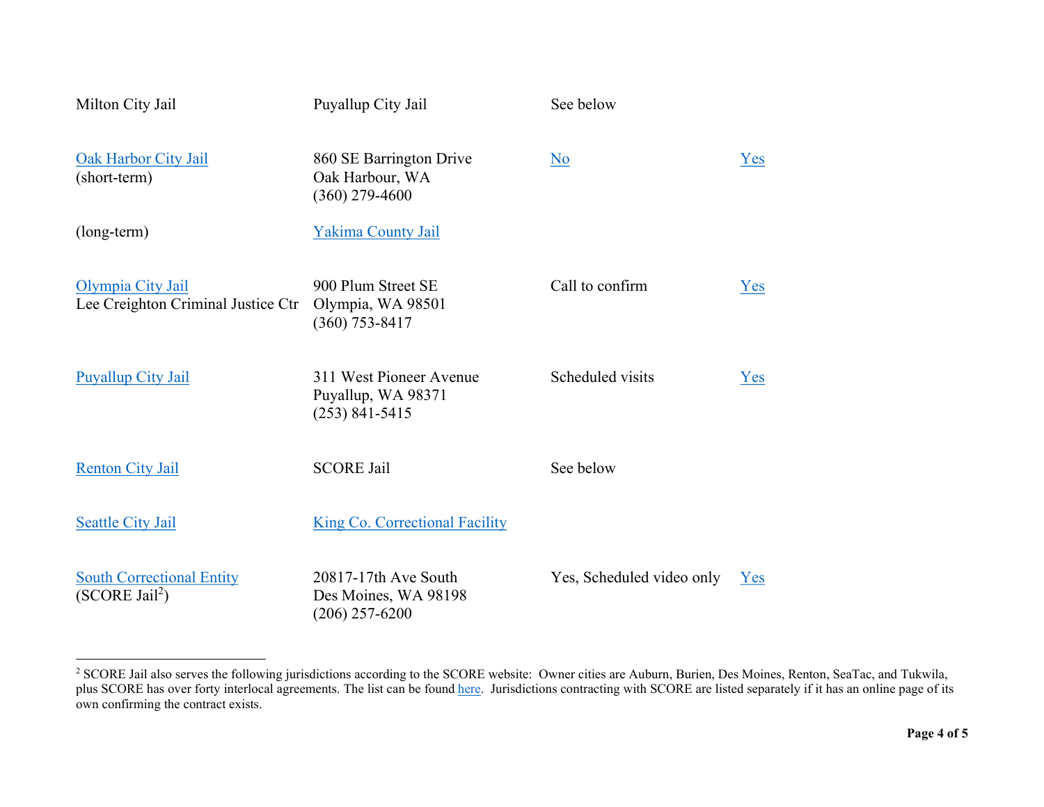| | | | |
|---|---|---|---|
| Milton City Jail | Puyallup City Jail | See below | |
| Oak Harbor City Jail (short-term) | 860 SE Barrington Drive Oak Harbour, WA (360) 279-4600 | No | Yes |
| (long-term) | Yakima County Jail | | |
| Olympia City Jail Lee Creighton Criminal Justice Ctr | 900 Plum Street SE Olympia, WA 98501 (360) 753-8417 | Call to confirm | Yes |
| Puyallup City Jail | 311 West Pioneer Avenue Puyallup, WA 98371 (253) 841-5415 | Scheduled visits | Yes |
| Renton City Jail | SCORE Jail | See below | |
| Seattle City Jail | King Co. Correctional Facility | | |
| South Correctional Entity (SCORE Jail[2]) | 20817-17th Ave South Des Moines, WA 98198 (206) 257-6200 | Yes, Scheduled video only | Yes |

---

[2] SCORE Jail also serves the following jurisdictions according to the SCORE website: Owner cities are Auburn, Burien, Des Moines, Renton, SeaTac, and Tukwila, plus SCORE has over forty interlocal agreements. The list can be found here. Jurisdictions contracting with SCORE are listed separately if it has an online page of its own confirming the contract exists.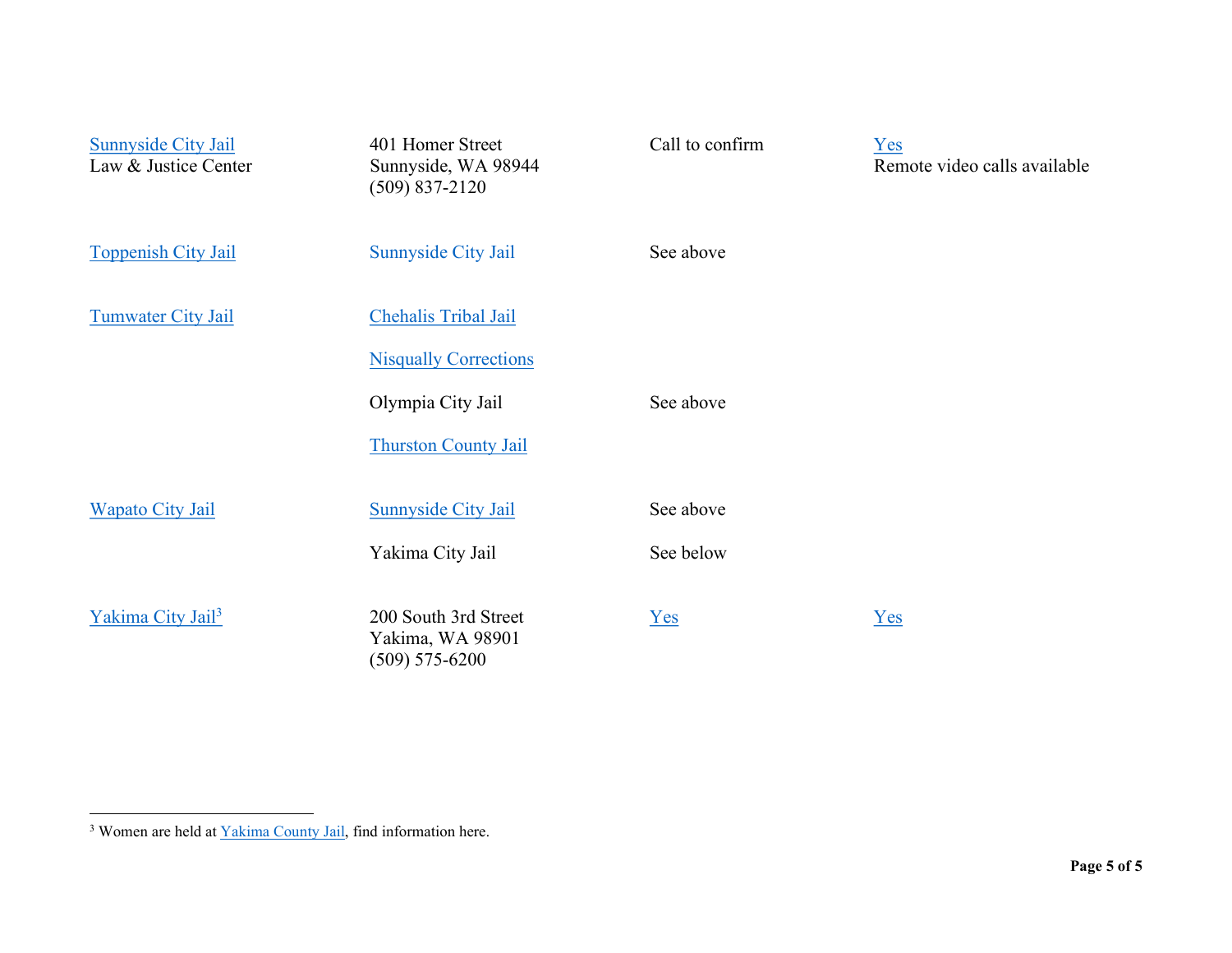| | | | |
|---|---|---|---|
| Sunnyside City Jail<br>Law & Justice Center | 401 Homer Street<br>Sunnyside, WA 98944<br>(509) 837-2120 | Call to confirm | Yes<br>Remote video calls available |
| Toppenish City Jail | Sunnyside City Jail | See above | |
| Tumwater City Jail | Chehalis Tribal Jail | | |
| | Nisqually Corrections | | |
| | Olympia City Jail | See above | |
| | Thurston County Jail | | |
| Wapato City Jail | Sunnyside City Jail | See above | |
| | Yakima City Jail | See below | |
| Yakima City Jail[3] | 200 South 3rd Street<br>Yakima, WA 98901<br>(509) 575-6200 | Yes | Yes |

[3] Women are held at Yakima County Jail, find information here.